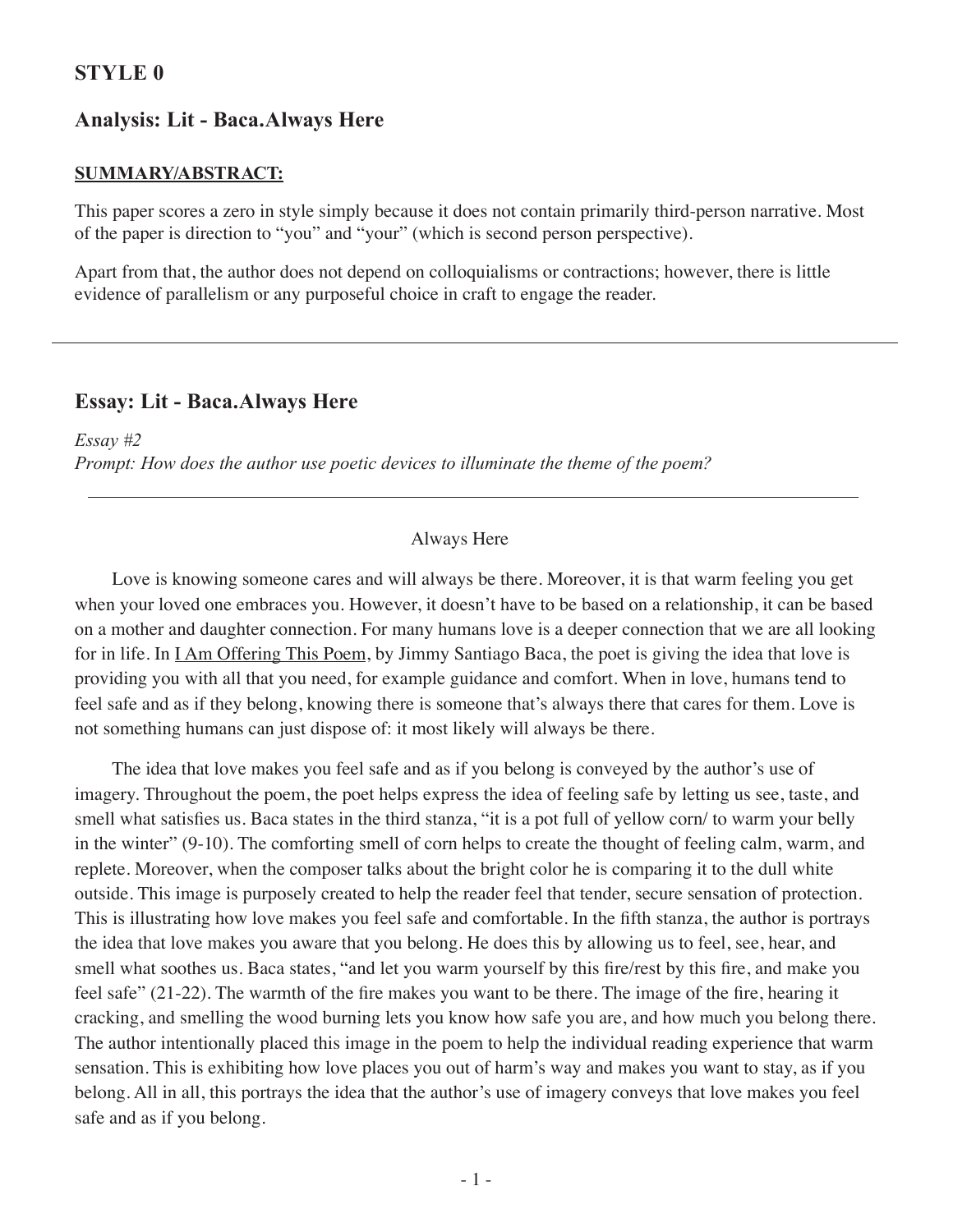## STYLE 0

### Analysis: Lit - Baca.Always Here

**SUMMARY/ABSTRACT:**

This paper scores a zero in style simply because it does not contain primarily third-person narrative. Most of the paper is direction to "you" and "your" (which is second person perspective).

Apart from that, the author does not depend on colloquialisms or contractions; however, there is little evidence of parallelism or any purposeful choice in craft to engage the reader.

---

### Essay: Lit - Baca.Always Here

*Essay #2*
*Prompt: How does the author use poetic devices to illuminate the theme of the poem?*

---

Always Here

Love is knowing someone cares and will always be there. Moreover, it is that warm feeling you get when your loved one embraces you. However, it doesn't have to be based on a relationship, it can be based on a mother and daughter connection. For many humans love is a deeper connection that we are all looking for in life. In I Am Offering This Poem, by Jimmy Santiago Baca, the poet is giving the idea that love is providing you with all that you need, for example guidance and comfort. When in love, humans tend to feel safe and as if they belong, knowing there is someone that's always there that cares for them. Love is not something humans can just dispose of: it most likely will always be there.

The idea that love makes you feel safe and as if you belong is conveyed by the author's use of imagery. Throughout the poem, the poet helps express the idea of feeling safe by letting us see, taste, and smell what satisfies us. Baca states in the third stanza, "it is a pot full of yellow corn/ to warm your belly in the winter" (9-10). The comforting smell of corn helps to create the thought of feeling calm, warm, and replete. Moreover, when the composer talks about the bright color he is comparing it to the dull white outside. This image is purposely created to help the reader feel that tender, secure sensation of protection. This is illustrating how love makes you feel safe and comfortable. In the fifth stanza, the author is portrays the idea that love makes you aware that you belong. He does this by allowing us to feel, see, hear, and smell what soothes us. Baca states, "and let you warm yourself by this fire/rest by this fire, and make you feel safe" (21-22). The warmth of the fire makes you want to be there. The image of the fire, hearing it cracking, and smelling the wood burning lets you know how safe you are, and how much you belong there. The author intentionally placed this image in the poem to help the individual reading experience that warm sensation. This is exhibiting how love places you out of harm's way and makes you want to stay, as if you belong. All in all, this portrays the idea that the author's use of imagery conveys that love makes you feel safe and as if you belong.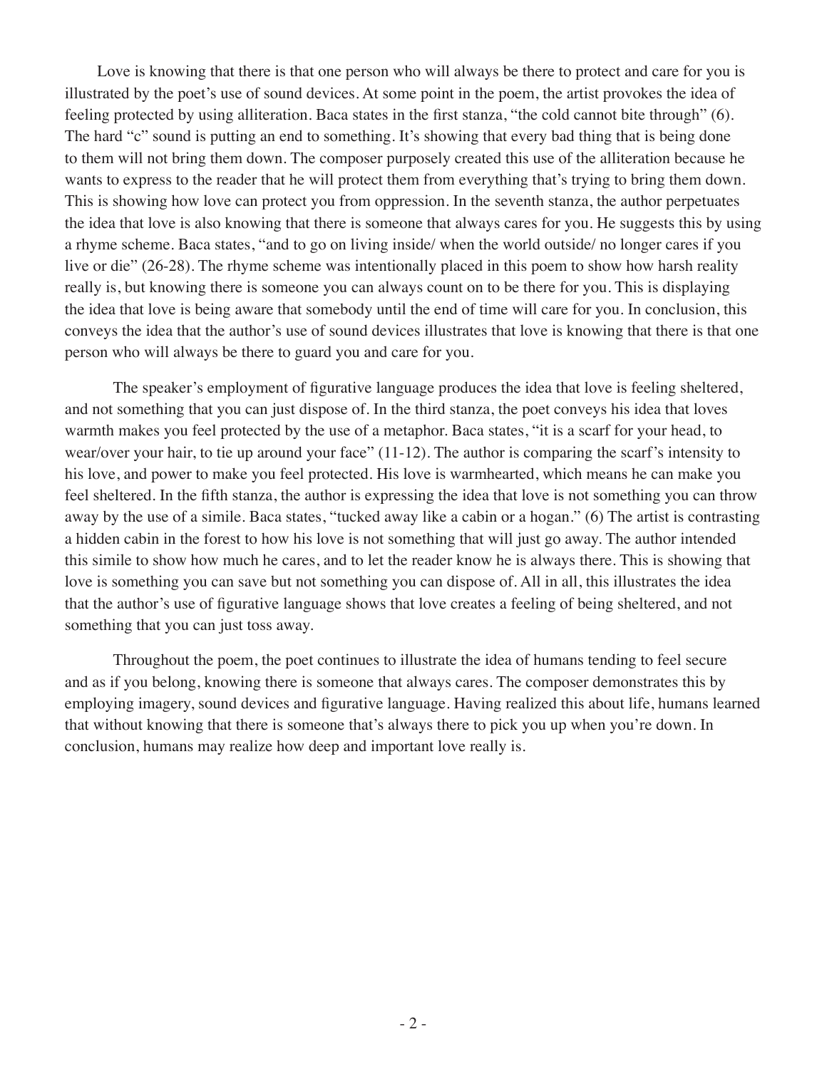Love is knowing that there is that one person who will always be there to protect and care for you is illustrated by the poet's use of sound devices. At some point in the poem, the artist provokes the idea of feeling protected by using alliteration. Baca states in the first stanza, "the cold cannot bite through" (6). The hard "c" sound is putting an end to something. It's showing that every bad thing that is being done to them will not bring them down. The composer purposely created this use of the alliteration because he wants to express to the reader that he will protect them from everything that's trying to bring them down. This is showing how love can protect you from oppression. In the seventh stanza, the author perpetuates the idea that love is also knowing that there is someone that always cares for you. He suggests this by using a rhyme scheme. Baca states, "and to go on living inside/ when the world outside/ no longer cares if you live or die" (26-28). The rhyme scheme was intentionally placed in this poem to show how harsh reality really is, but knowing there is someone you can always count on to be there for you. This is displaying the idea that love is being aware that somebody until the end of time will care for you. In conclusion, this conveys the idea that the author's use of sound devices illustrates that love is knowing that there is that one person who will always be there to guard you and care for you.

The speaker's employment of figurative language produces the idea that love is feeling sheltered, and not something that you can just dispose of. In the third stanza, the poet conveys his idea that loves warmth makes you feel protected by the use of a metaphor. Baca states, "it is a scarf for your head, to wear/over your hair, to tie up around your face" (11-12). The author is comparing the scarf's intensity to his love, and power to make you feel protected. His love is warmhearted, which means he can make you feel sheltered. In the fifth stanza, the author is expressing the idea that love is not something you can throw away by the use of a simile. Baca states, "tucked away like a cabin or a hogan." (6) The artist is contrasting a hidden cabin in the forest to how his love is not something that will just go away. The author intended this simile to show how much he cares, and to let the reader know he is always there. This is showing that love is something you can save but not something you can dispose of. All in all, this illustrates the idea that the author's use of figurative language shows that love creates a feeling of being sheltered, and not something that you can just toss away.

Throughout the poem, the poet continues to illustrate the idea of humans tending to feel secure and as if you belong, knowing there is someone that always cares. The composer demonstrates this by employing imagery, sound devices and figurative language. Having realized this about life, humans learned that without knowing that there is someone that's always there to pick you up when you're down. In conclusion, humans may realize how deep and important love really is.